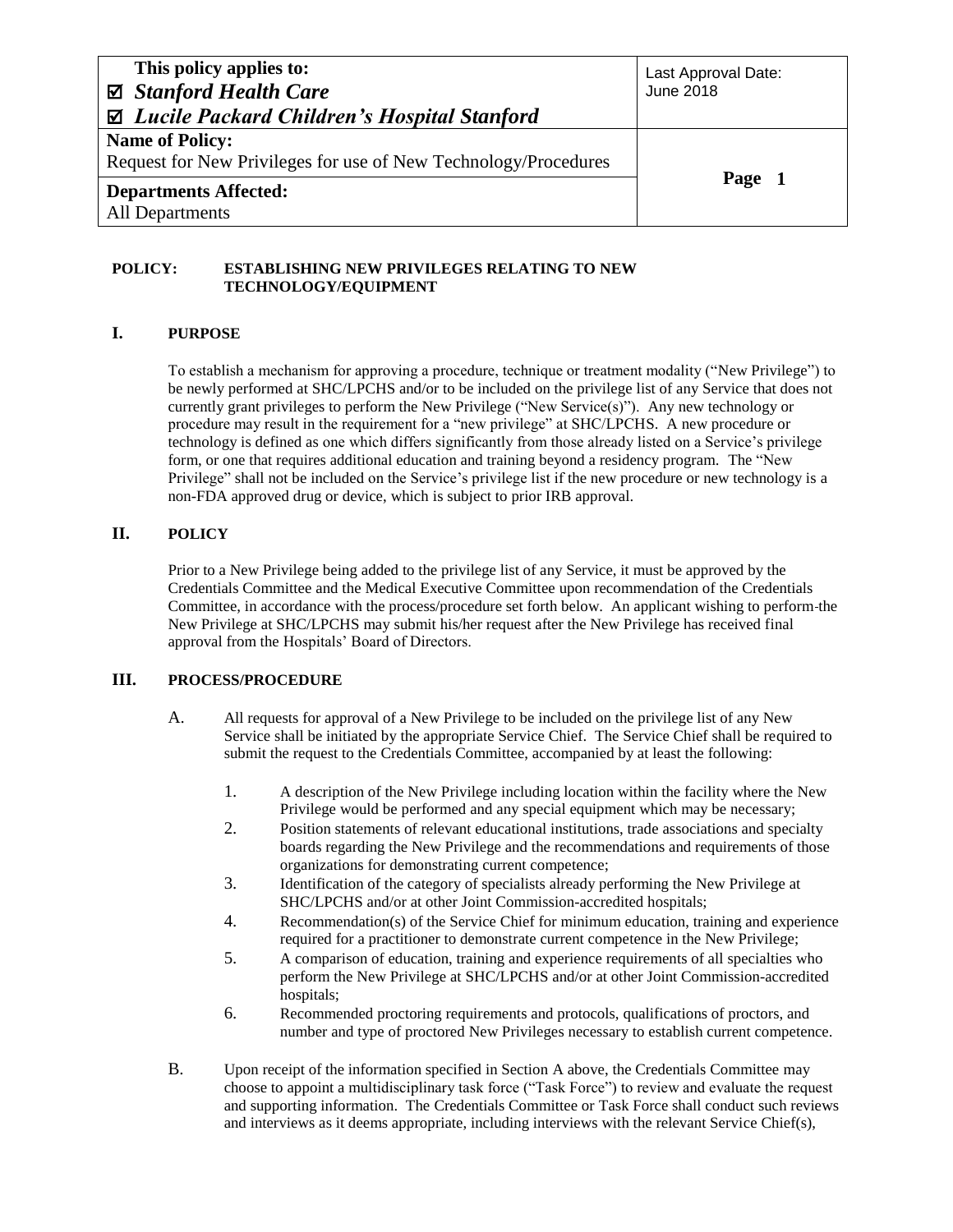| This policy applies to: ☑ *Stanford Health Care* ☑ *Lucile Packard Children's Hospital Stanford* | Last Approval Date: June 2018 |
|---|---|
| **Name of Policy:** Request for New Privileges for use of New Technology/Procedures | |
| **Departments Affected:** All Departments | |

**POLICY: ESTABLISHING NEW PRIVILEGES RELATING TO NEW TECHNOLOGY/EQUIPMENT**

## I. PURPOSE

To establish a mechanism for approving a procedure, technique or treatment modality ("New Privilege") to be newly performed at SHC/LPCHS and/or to be included on the privilege list of any Service that does not currently grant privileges to perform the New Privilege ("New Service(s)"). Any new technology or procedure may result in the requirement for a "new privilege" at SHC/LPCHS. A new procedure or technology is defined as one which differs significantly from those already listed on a Service's privilege form, or one that requires additional education and training beyond a residency program. The "New Privilege" shall not be included on the Service's privilege list if the new procedure or new technology is a non-FDA approved drug or device, which is subject to prior IRB approval.

## II. POLICY

Prior to a New Privilege being added to the privilege list of any Service, it must be approved by the Credentials Committee and the Medical Executive Committee upon recommendation of the Credentials Committee, in accordance with the process/procedure set forth below. An applicant wishing to perform the New Privilege at SHC/LPCHS may submit his/her request after the New Privilege has received final approval from the Hospitals' Board of Directors.

## III. PROCESS/PROCEDURE

A. All requests for approval of a New Privilege to be included on the privilege list of any New Service shall be initiated by the appropriate Service Chief. The Service Chief shall be required to submit the request to the Credentials Committee, accompanied by at least the following:

1. A description of the New Privilege including location within the facility where the New Privilege would be performed and any special equipment which may be necessary;
2. Position statements of relevant educational institutions, trade associations and specialty boards regarding the New Privilege and the recommendations and requirements of those organizations for demonstrating current competence;
3. Identification of the category of specialists already performing the New Privilege at SHC/LPCHS and/or at other Joint Commission-accredited hospitals;
4. Recommendation(s) of the Service Chief for minimum education, training and experience required for a practitioner to demonstrate current competence in the New Privilege;
5. A comparison of education, training and experience requirements of all specialties who perform the New Privilege at SHC/LPCHS and/or at other Joint Commission-accredited hospitals;
6. Recommended proctoring requirements and protocols, qualifications of proctors, and number and type of proctored New Privileges necessary to establish current competence.

B. Upon receipt of the information specified in Section A above, the Credentials Committee may choose to appoint a multidisciplinary task force ("Task Force") to review and evaluate the request and supporting information. The Credentials Committee or Task Force shall conduct such reviews and interviews as it deems appropriate, including interviews with the relevant Service Chief(s),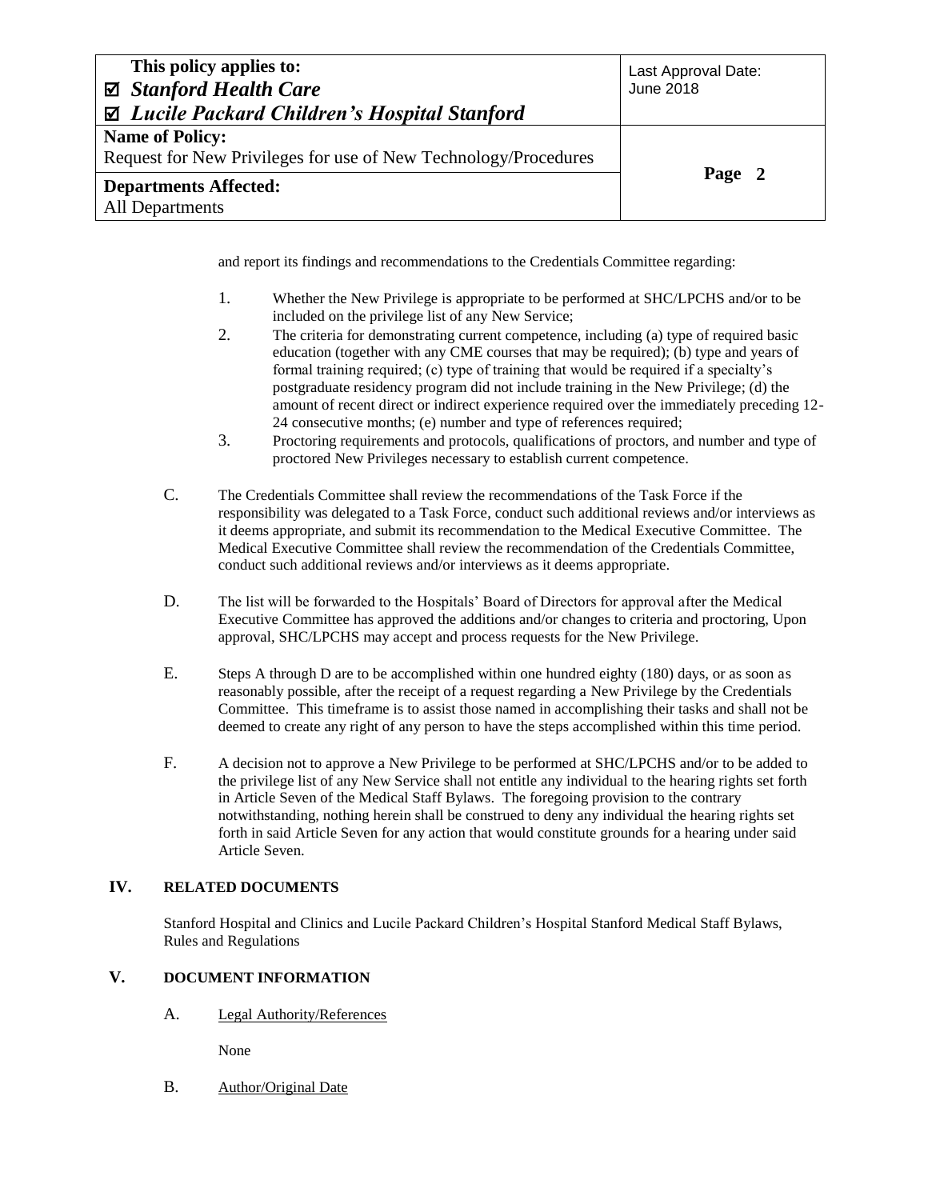and report its findings and recommendations to the Credentials Committee regarding:

1. Whether the New Privilege is appropriate to be performed at SHC/LPCHS and/or to be included on the privilege list of any New Service;
2. The criteria for demonstrating current competence, including (a) type of required basic education (together with any CME courses that may be required); (b) type and years of formal training required; (c) type of training that would be required if a specialty's postgraduate residency program did not include training in the New Privilege; (d) the amount of recent direct or indirect experience required over the immediately preceding 12-24 consecutive months; (e) number and type of references required;
3. Proctoring requirements and protocols, qualifications of proctors, and number and type of proctored New Privileges necessary to establish current competence.

C. The Credentials Committee shall review the recommendations of the Task Force if the responsibility was delegated to a Task Force, conduct such additional reviews and/or interviews as it deems appropriate, and submit its recommendation to the Medical Executive Committee. The Medical Executive Committee shall review the recommendation of the Credentials Committee, conduct such additional reviews and/or interviews as it deems appropriate.

D. The list will be forwarded to the Hospitals' Board of Directors for approval after the Medical Executive Committee has approved the additions and/or changes to criteria and proctoring, Upon approval, SHC/LPCHS may accept and process requests for the New Privilege.

E. Steps A through D are to be accomplished within one hundred eighty (180) days, or as soon as reasonably possible, after the receipt of a request regarding a New Privilege by the Credentials Committee. This timeframe is to assist those named in accomplishing their tasks and shall not be deemed to create any right of any person to have the steps accomplished within this time period.

F. A decision not to approve a New Privilege to be performed at SHC/LPCHS and/or to be added to the privilege list of any New Service shall not entitle any individual to the hearing rights set forth in Article Seven of the Medical Staff Bylaws. The foregoing provision to the contrary notwithstanding, nothing herein shall be construed to deny any individual the hearing rights set forth in said Article Seven for any action that would constitute grounds for a hearing under said Article Seven.

## IV. RELATED DOCUMENTS

Stanford Hospital and Clinics and Lucile Packard Children's Hospital Stanford Medical Staff Bylaws, Rules and Regulations

## V. DOCUMENT INFORMATION

A. Legal Authority/References

None

B. Author/Original Date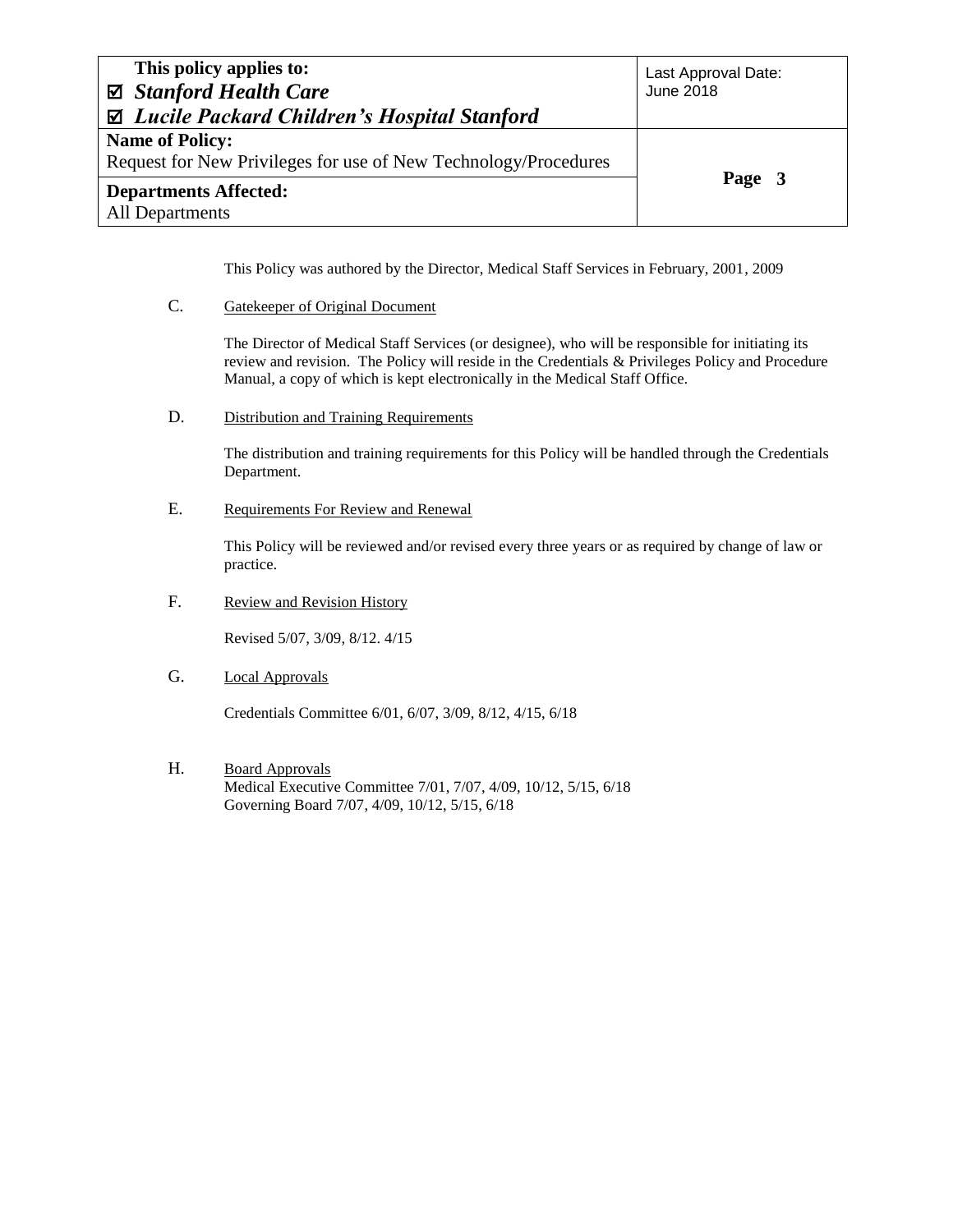This Policy was authored by the Director, Medical Staff Services in February, 2001, 2009

C. Gatekeeper of Original Document

The Director of Medical Staff Services (or designee), who will be responsible for initiating its review and revision. The Policy will reside in the Credentials & Privileges Policy and Procedure Manual, a copy of which is kept electronically in the Medical Staff Office.

D. Distribution and Training Requirements

The distribution and training requirements for this Policy will be handled through the Credentials Department.

E. Requirements For Review and Renewal

This Policy will be reviewed and/or revised every three years or as required by change of law or practice.

F. Review and Revision History

Revised 5/07, 3/09, 8/12. 4/15

G. Local Approvals

Credentials Committee 6/01, 6/07, 3/09, 8/12, 4/15, 6/18

H. Board Approvals

Medical Executive Committee 7/01, 7/07, 4/09, 10/12, 5/15, 6/18
Governing Board 7/07, 4/09, 10/12, 5/15, 6/18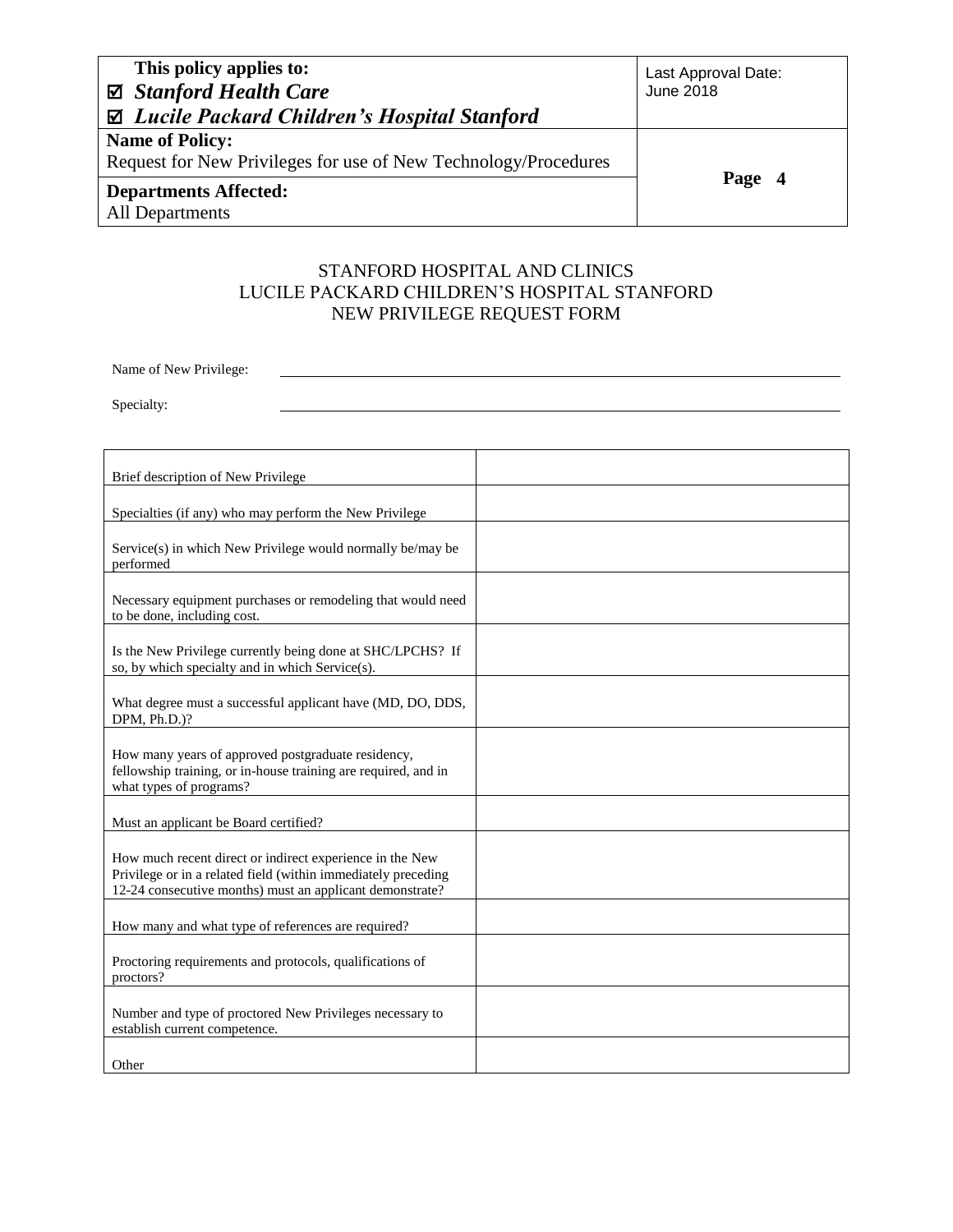STANFORD HOSPITAL AND CLINICS
LUCILE PACKARD CHILDREN'S HOSPITAL STANFORD
NEW PRIVILEGE REQUEST FORM

Name of New Privilege: \_\_\_\_\_\_\_\_\_\_\_\_\_\_\_\_\_\_\_\_\_\_\_\_\_\_\_\_\_\_\_\_\_\_\_\_\_\_\_\_

Specialty: \_\_\_\_\_\_\_\_\_\_\_\_\_\_\_\_\_\_\_\_\_\_\_\_\_\_\_\_\_\_\_\_\_\_\_\_\_\_\_\_

| | |
|---|---|
| Brief description of New Privilege | |
| Specialties (if any) who may perform the New Privilege | |
| Service(s) in which New Privilege would normally be/may be performed | |
| Necessary equipment purchases or remodeling that would need to be done, including cost. | |
| Is the New Privilege currently being done at SHC/LPCHS? If so, by which specialty and in which Service(s). | |
| What degree must a successful applicant have (MD, DO, DDS, DPM, Ph.D.)? | |
| How many years of approved postgraduate residency, fellowship training, or in-house training are required, and in what types of programs? | |
| Must an applicant be Board certified? | |
| How much recent direct or indirect experience in the New Privilege or in a related field (within immediately preceding 12-24 consecutive months) must an applicant demonstrate? | |
| How many and what type of references are required? | |
| Proctoring requirements and protocols, qualifications of proctors? | |
| Number and type of proctored New Privileges necessary to establish current competence. | |
| Other | |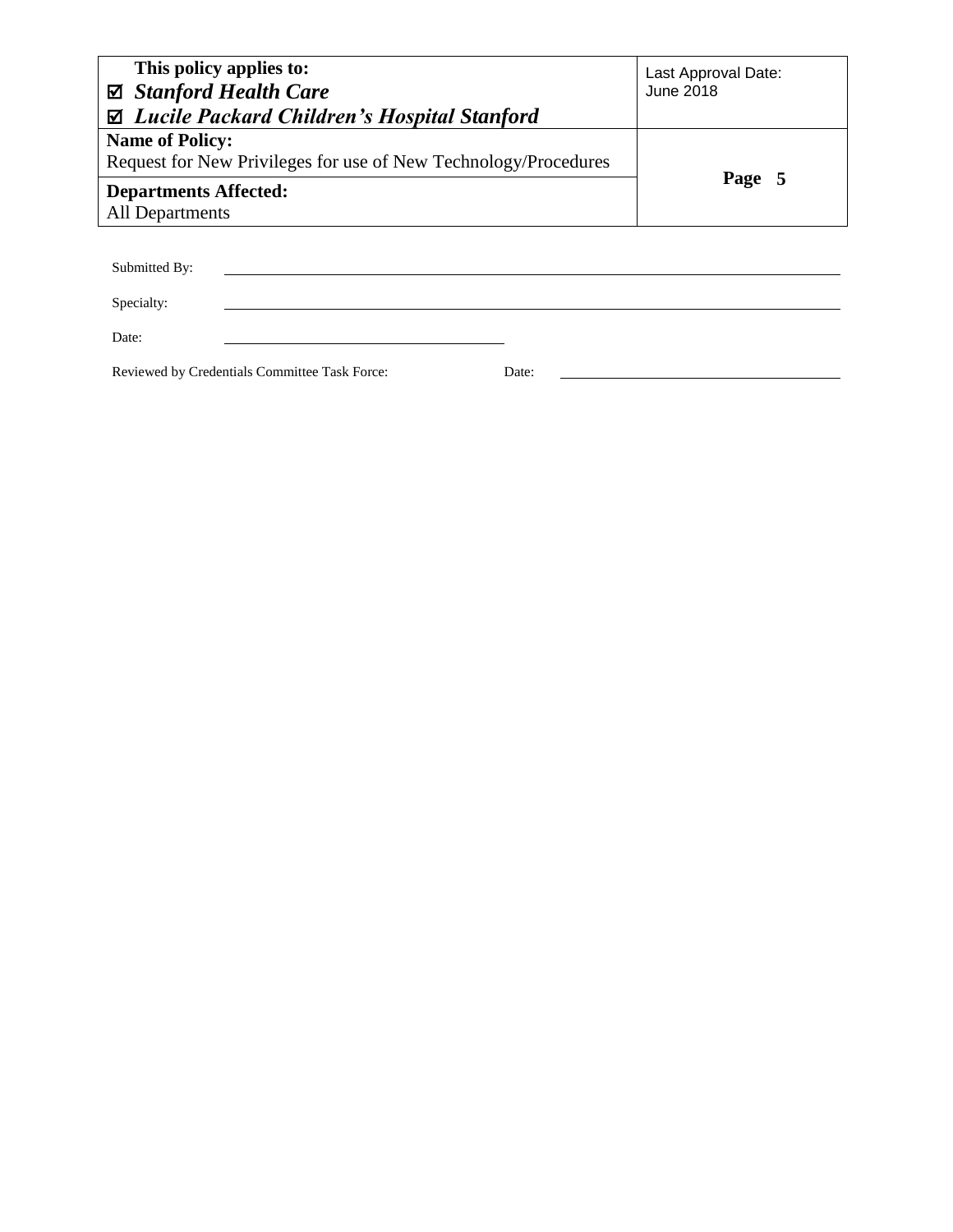Submitted By: \_\_\_\_\_\_\_\_\_\_\_\_\_\_\_\_\_\_\_\_\_\_\_\_\_\_\_\_\_\_\_\_\_\_\_\_\_\_\_\_\_\_\_\_\_\_\_\_

Specialty: \_\_\_\_\_\_\_\_\_\_\_\_\_\_\_\_\_\_\_\_\_\_\_\_\_\_\_\_\_\_\_\_\_\_\_\_\_\_\_\_\_\_\_\_\_\_\_\_

Date: \_\_\_\_\_\_\_\_\_\_\_\_\_\_\_\_\_\_\_\_\_\_\_\_

Reviewed by Credentials Committee Task Force: Date: \_\_\_\_\_\_\_\_\_\_\_\_\_\_\_\_\_\_\_\_\_\_\_\_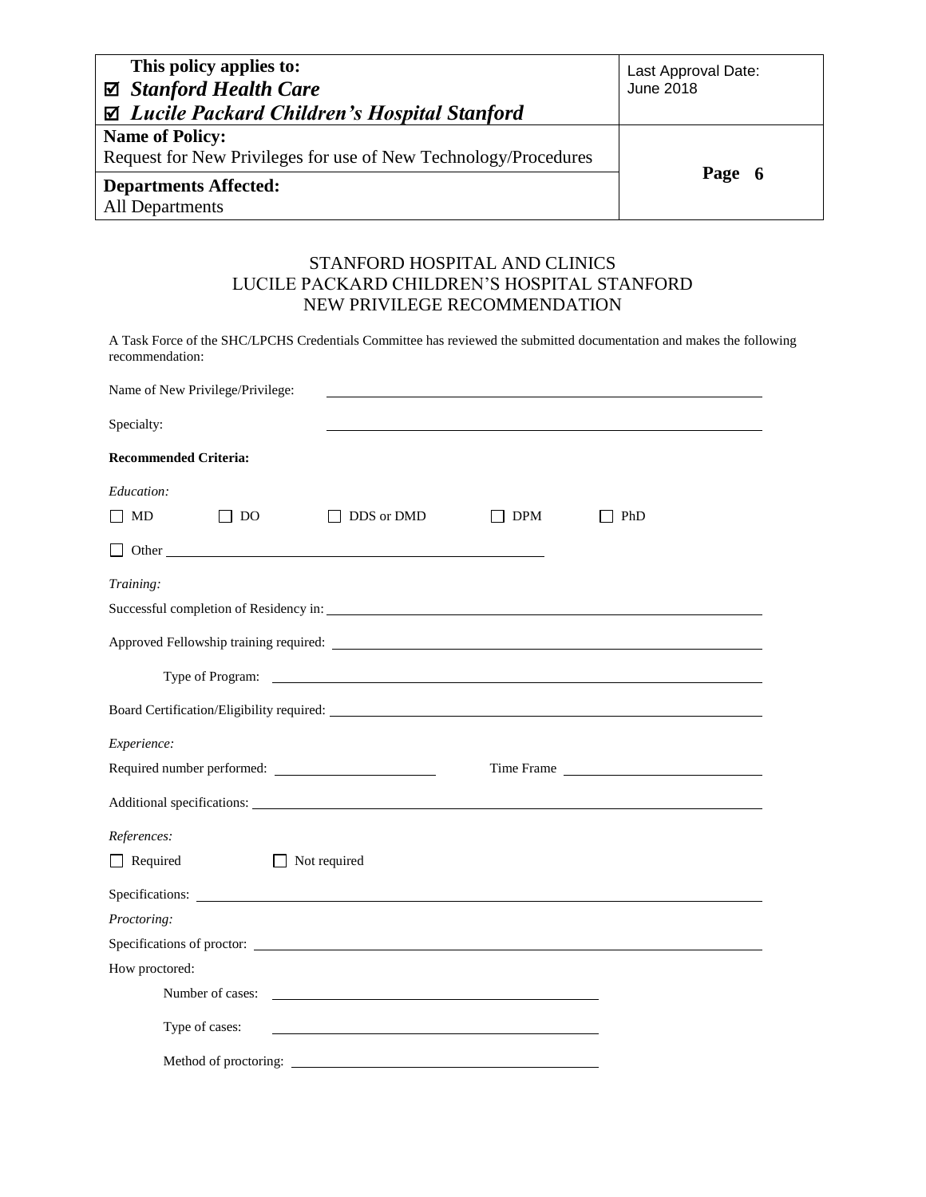# STANFORD HOSPITAL AND CLINICS
# LUCILE PACKARD CHILDREN'S HOSPITAL STANFORD
# NEW PRIVILEGE RECOMMENDATION

A Task Force of the SHC/LPCHS Credentials Committee has reviewed the submitted documentation and makes the following recommendation:

Name of New Privilege/Privilege: ______________________________

Specialty: ______________________________

**Recommended Criteria:**

*Education:*

☐ MD ☐ DO ☐ DDS or DMD ☐ DPM ☐ PhD

☐ Other ______________________________

*Training:*

Successful completion of Residency in: ______________________________

Approved Fellowship training required: ______________________________

Type of Program: ______________________________

Board Certification/Eligibility required: ______________________________

*Experience:*

Required number performed: ______________ Time Frame ______________

Additional specifications: ______________________________

*References:*

☐ Required ☐ Not required

Specifications: ______________________________

*Proctoring:*

Specifications of proctor: ______________________________

How proctored:

Number of cases: ______________________________

Type of cases: ______________________________

Method of proctoring: ______________________________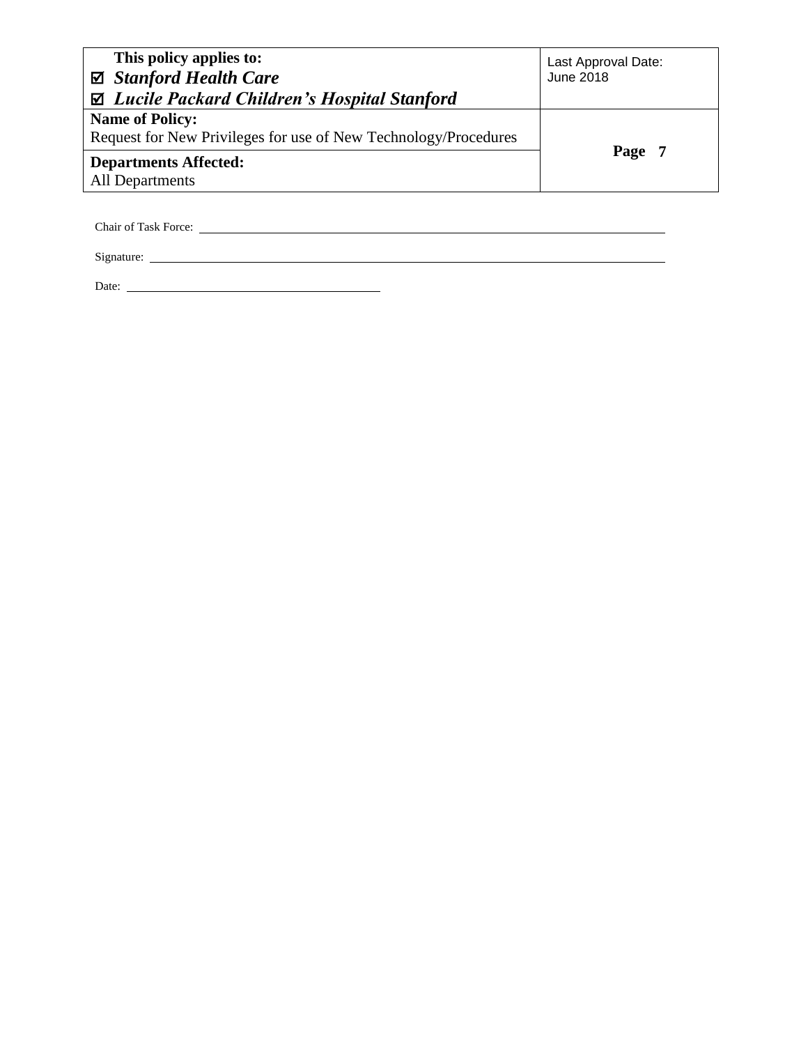Chair of Task Force: ______________________________________________________________________________

Signature: ___________________________________________________________________________________

Date: ________________________________